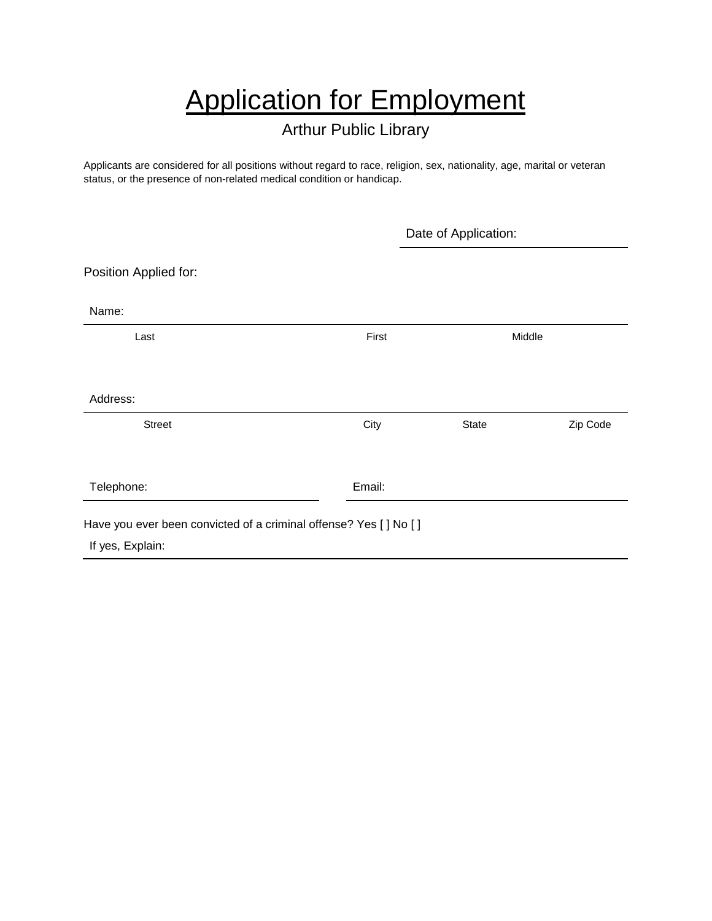# Application for Employment

Arthur Public Library

Applicants are considered for all positions without regard to race, religion, sex, nationality, age, marital or veteran status, or the presence of non-related medical condition or handicap.

Date of Application:

Position Applied for:

Name:

Last First Middle

Address:

Street City State Zip Code

Telephone: Email:

Have you ever been convicted of a criminal offense? Yes [ ] No [ ]

If yes, Explain: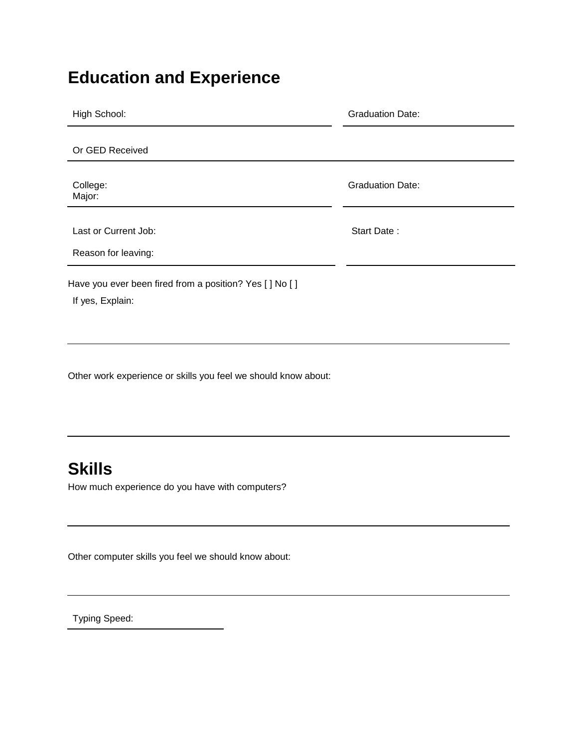## Education and Experience

High School: Graduation Date:

Or GED Received

College:
Major:
Graduation Date:

Last or Current Job:
Start Date :

Reason for leaving:

Have you ever been fired from a position? Yes [ ] No [ ]
If yes, Explain:

Other work experience or skills you feel we should know about:

## Skills

How much experience do you have with computers?

Other computer skills you feel we should know about:

Typing Speed: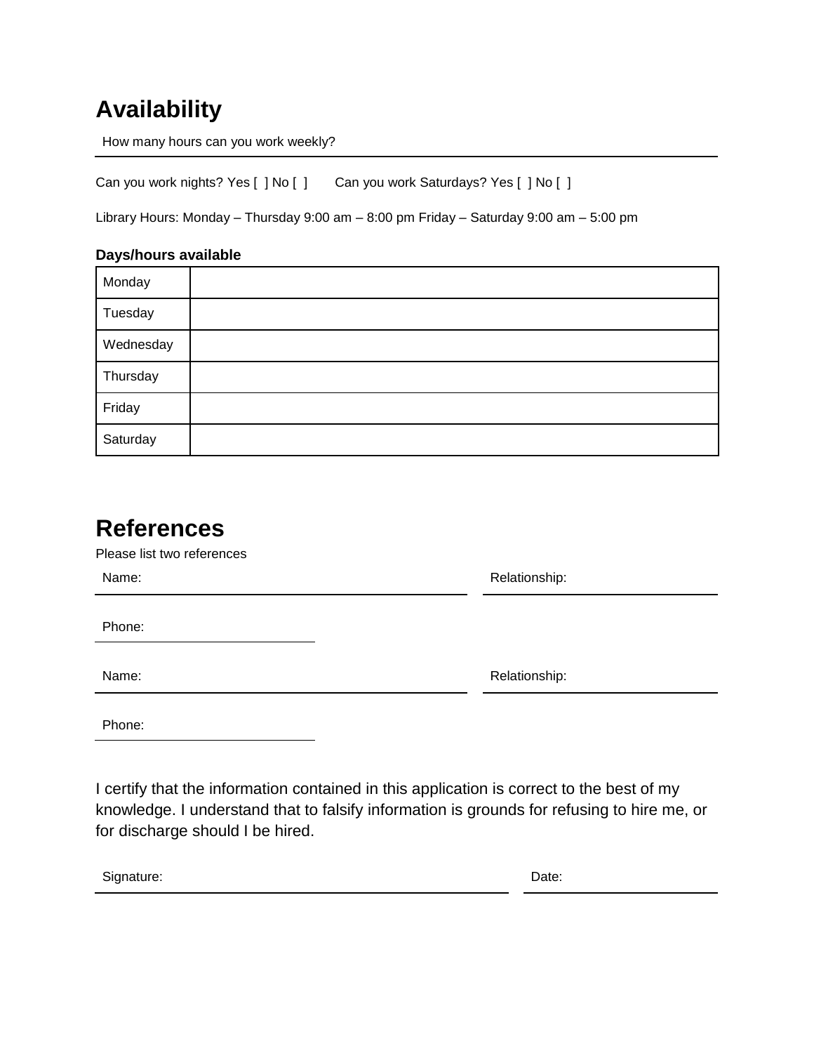## Availability

How many hours can you work weekly?

Can you work nights? Yes [ ] No [ ]  Can you work Saturdays? Yes [ ] No [ ]

Library Hours: Monday – Thursday 9:00 am – 8:00 pm Friday – Saturday 9:00 am – 5:00 pm

**Days/hours available**

| | |
|---|---|
| Monday | |
| Tuesday | |
| Wednesday | |
| Thursday | |
| Friday | |
| Saturday | |

## References

Please list two references

Name: Relationship:

Phone:

Name: Relationship:

Phone:

I certify that the information contained in this application is correct to the best of my knowledge. I understand that to falsify information is grounds for refusing to hire me, or for discharge should I be hired.

Signature: Date: